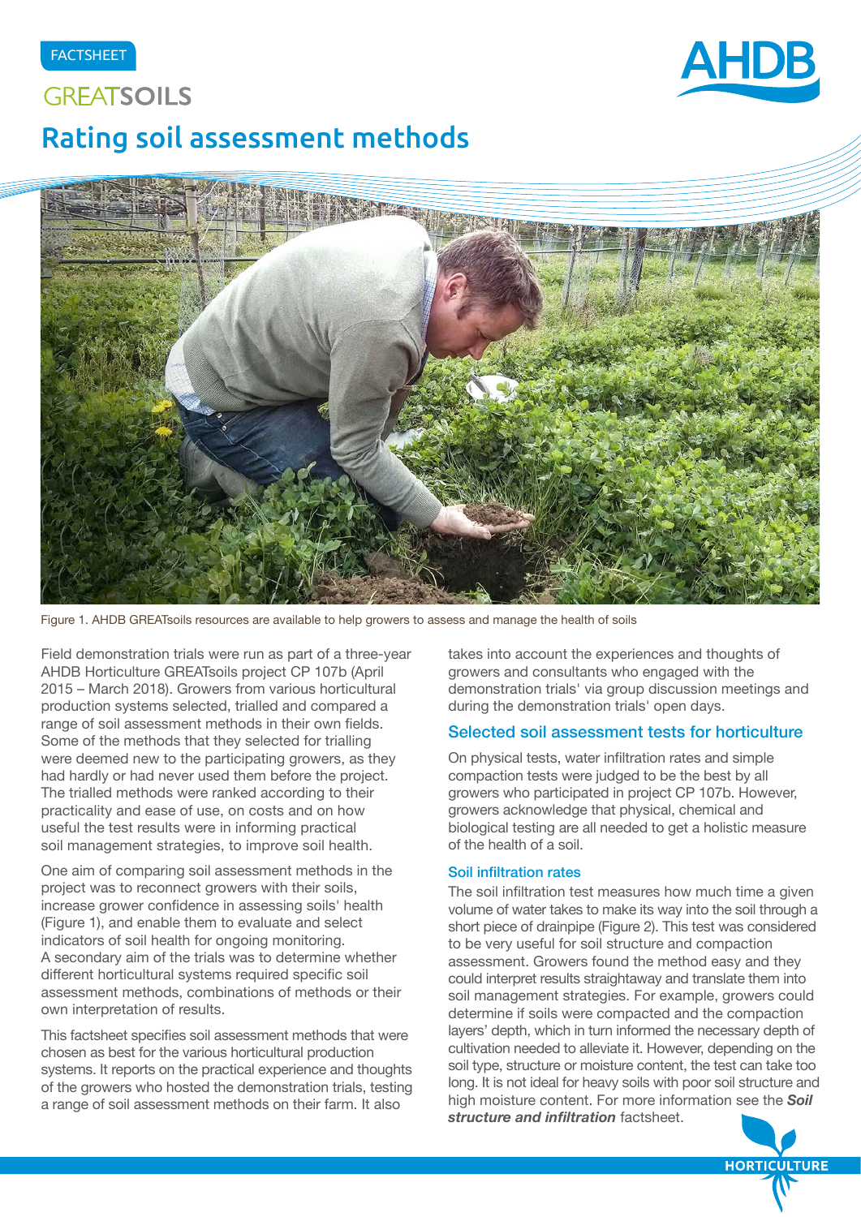FACTSHEET

GREATSOILS

# Rating soil assessment methods

Figure 1. AHDB GREATsoils resources are available to help growers to assess and manage the health of soils

Field demonstration trials were run as part of a three-year AHDB Horticulture GREATsoils project CP 107b (April 2015 – March 2018). Growers from various horticultural production systems selected, trialled and compared a range of soil assessment methods in their own fields. Some of the methods that they selected for trialling were deemed new to the participating growers, as they had hardly or had never used them before the project. The trialled methods were ranked according to their practicality and ease of use, on costs and on how useful the test results were in informing practical soil management strategies, to improve soil health.

One aim of comparing soil assessment methods in the project was to reconnect growers with their soils, increase grower confidence in assessing soils' health (Figure 1), and enable them to evaluate and select indicators of soil health for ongoing monitoring. A secondary aim of the trials was to determine whether different horticultural systems required specific soil assessment methods, combinations of methods or their own interpretation of results.

This factsheet specifies soil assessment methods that were chosen as best for the various horticultural production systems. It reports on the practical experience and thoughts of the growers who hosted the demonstration trials, testing a range of soil assessment methods on their farm. It also takes into account the experiences and thoughts of growers and consultants who engaged with the demonstration trials' via group discussion meetings and during the demonstration trials' open days.

## Selected soil assessment tests for horticulture

On physical tests, water infiltration rates and simple compaction tests were judged to be the best by all growers who participated in project CP 107b. However, growers acknowledge that physical, chemical and biological testing are all needed to get a holistic measure of the health of a soil.

### Soil infiltration rates

The soil infiltration test measures how much time a given volume of water takes to make its way into the soil through a short piece of drainpipe (Figure 2). This test was considered to be very useful for soil structure and compaction assessment. Growers found the method easy and they could interpret results straightaway and translate them into soil management strategies. For example, growers could determine if soils were compacted and the compaction layers' depth, which in turn informed the necessary depth of cultivation needed to alleviate it. However, depending on the soil type, structure or moisture content, the test can take too long. It is not ideal for heavy soils with poor soil structure and high moisture content. For more information see the ***Soil structure and infiltration*** factsheet.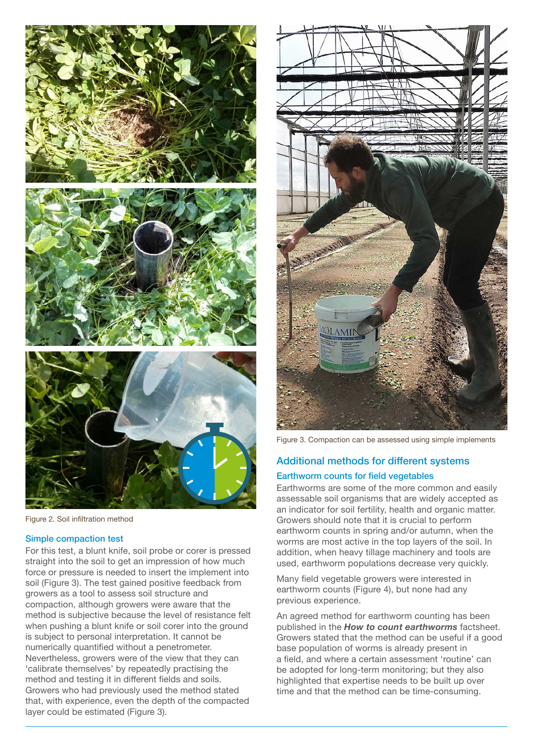Figure 2. Soil infiltration method

### Simple compaction test

For this test, a blunt knife, soil probe or corer is pressed straight into the soil to get an impression of how much force or pressure is needed to insert the implement into soil (Figure 3). The test gained positive feedback from growers as a tool to assess soil structure and compaction, although growers were aware that the method is subjective because the level of resistance felt when pushing a blunt knife or soil corer into the ground is subject to personal interpretation. It cannot be numerically quantified without a penetrometer. Nevertheless, growers were of the view that they can 'calibrate themselves' by repeatedly practising the method and testing it in different fields and soils. Growers who had previously used the method stated that, with experience, even the depth of the compacted layer could be estimated (Figure 3).

Figure 3. Compaction can be assessed using simple implements

## Additional methods for different systems

### Earthworm counts for field vegetables

Earthworms are some of the more common and easily assessable soil organisms that are widely accepted as an indicator for soil fertility, health and organic matter. Growers should note that it is crucial to perform earthworm counts in spring and/or autumn, when the worms are most active in the top layers of the soil. In addition, when heavy tillage machinery and tools are used, earthworm populations decrease very quickly.

Many field vegetable growers were interested in earthworm counts (Figure 4), but none had any previous experience.

An agreed method for earthworm counting has been published in the ***How to count earthworms*** factsheet. Growers stated that the method can be useful if a good base population of worms is already present in a field, and where a certain assessment 'routine' can be adopted for long-term monitoring; but they also highlighted that expertise needs to be built up over time and that the method can be time-consuming.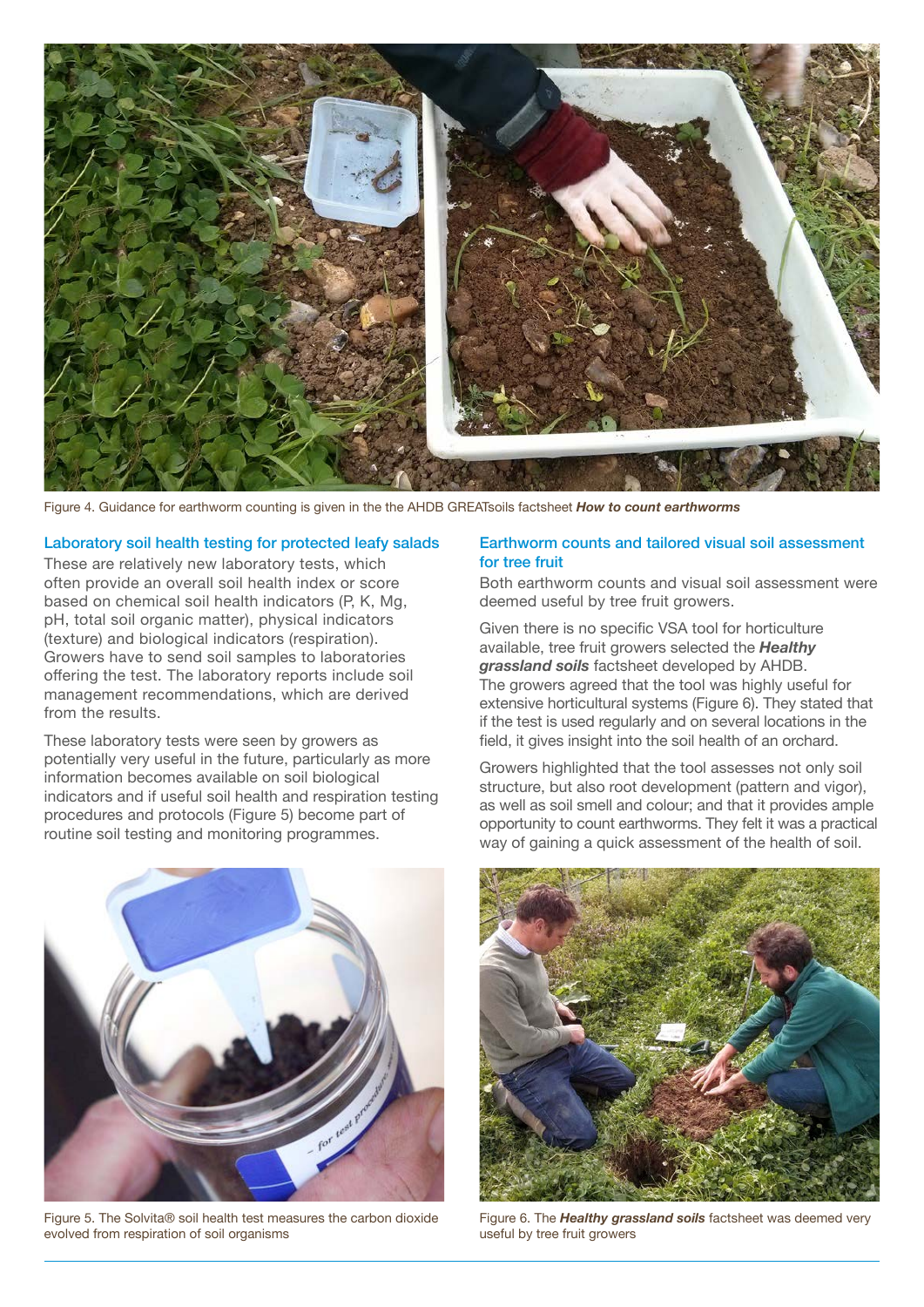Figure 4. Guidance for earthworm counting is given in the the AHDB GREATsoils factsheet ***How to count earthworms***

## Laboratory soil health testing for protected leafy salads

These are relatively new laboratory tests, which often provide an overall soil health index or score based on chemical soil health indicators (P, K, Mg, pH, total soil organic matter), physical indicators (texture) and biological indicators (respiration). Growers have to send soil samples to laboratories offering the test. The laboratory reports include soil management recommendations, which are derived from the results.

These laboratory tests were seen by growers as potentially very useful in the future, particularly as more information becomes available on soil biological indicators and if useful soil health and respiration testing procedures and protocols (Figure 5) become part of routine soil testing and monitoring programmes.

Figure 5. The Solvita® soil health test measures the carbon dioxide evolved from respiration of soil organisms

## Earthworm counts and tailored visual soil assessment for tree fruit

Both earthworm counts and visual soil assessment were deemed useful by tree fruit growers.

Given there is no specific VSA tool for horticulture available, tree fruit growers selected the ***Healthy grassland soils*** factsheet developed by AHDB. The growers agreed that the tool was highly useful for extensive horticultural systems (Figure 6). They stated that if the test is used regularly and on several locations in the field, it gives insight into the soil health of an orchard.

Growers highlighted that the tool assesses not only soil structure, but also root development (pattern and vigor), as well as soil smell and colour; and that it provides ample opportunity to count earthworms. They felt it was a practical way of gaining a quick assessment of the health of soil.

Figure 6. The ***Healthy grassland soils*** factsheet was deemed very useful by tree fruit growers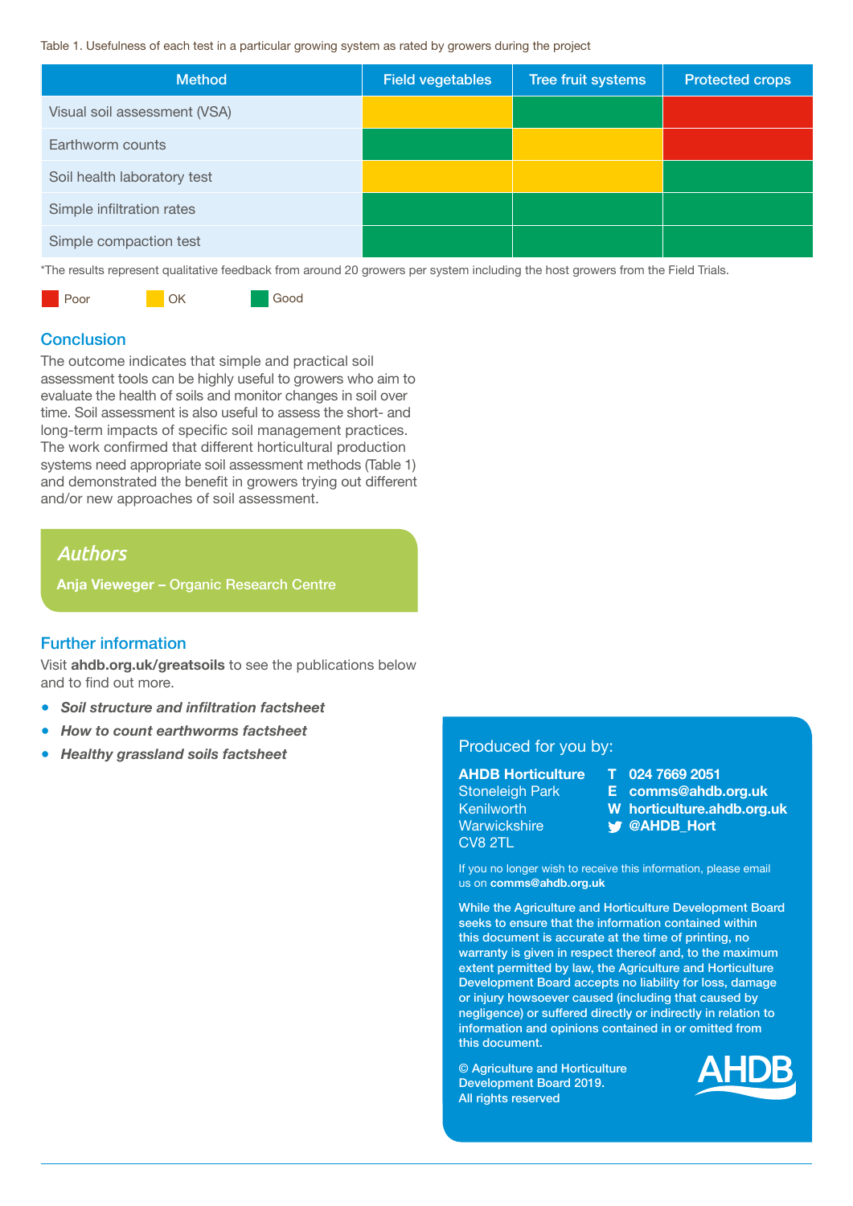Table 1. Usefulness of each test in a particular growing system as rated by growers during the project

| Method | Field vegetables | Tree fruit systems | Protected crops |
|---|---|---|---|
| Visual soil assessment (VSA) | OK | Good | Poor |
| Earthworm counts | Good | OK | Poor |
| Soil health laboratory test | OK | OK | Good |
| Simple infiltration rates | Good | Good | Good |
| Simple compaction test | Good | Good | Good |

*The results represent qualitative feedback from around 20 growers per system including the host growers from the Field Trials.

Poor OK Good

## Conclusion

The outcome indicates that simple and practical soil assessment tools can be highly useful to growers who aim to evaluate the health of soils and monitor changes in soil over time. Soil assessment is also useful to assess the short- and long-term impacts of specific soil management practices. The work confirmed that different horticultural production systems need appropriate soil assessment methods (Table 1) and demonstrated the benefit in growers trying out different and/or new approaches of soil assessment.

## *Authors*

**Anja Vieweger – Organic Research Centre**

## Further information

Visit **ahdb.org.uk/greatsoils** to see the publications below and to find out more.

- ***Soil structure and infiltration factsheet***
- ***How to count earthworms factsheet***
- ***Healthy grassland soils factsheet***

Produced for you by:

**AHDB Horticulture**
Stoneleigh Park
Kenilworth
Warwickshire
CV8 2TL

**T 024 7669 2051**
**E comms@ahdb.org.uk**
**W horticulture.ahdb.org.uk**
**@AHDB_Hort**

If you no longer wish to receive this information, please email us on **comms@ahdb.org.uk**

**While the Agriculture and Horticulture Development Board seeks to ensure that the information contained within this document is accurate at the time of printing, no warranty is given in respect thereof and, to the maximum extent permitted by law, the Agriculture and Horticulture Development Board accepts no liability for loss, damage or injury howsoever caused (including that caused by negligence) or suffered directly or indirectly in relation to information and opinions contained in or omitted from this document.**

© Agriculture and Horticulture Development Board 2019. All rights reserved

AHDB